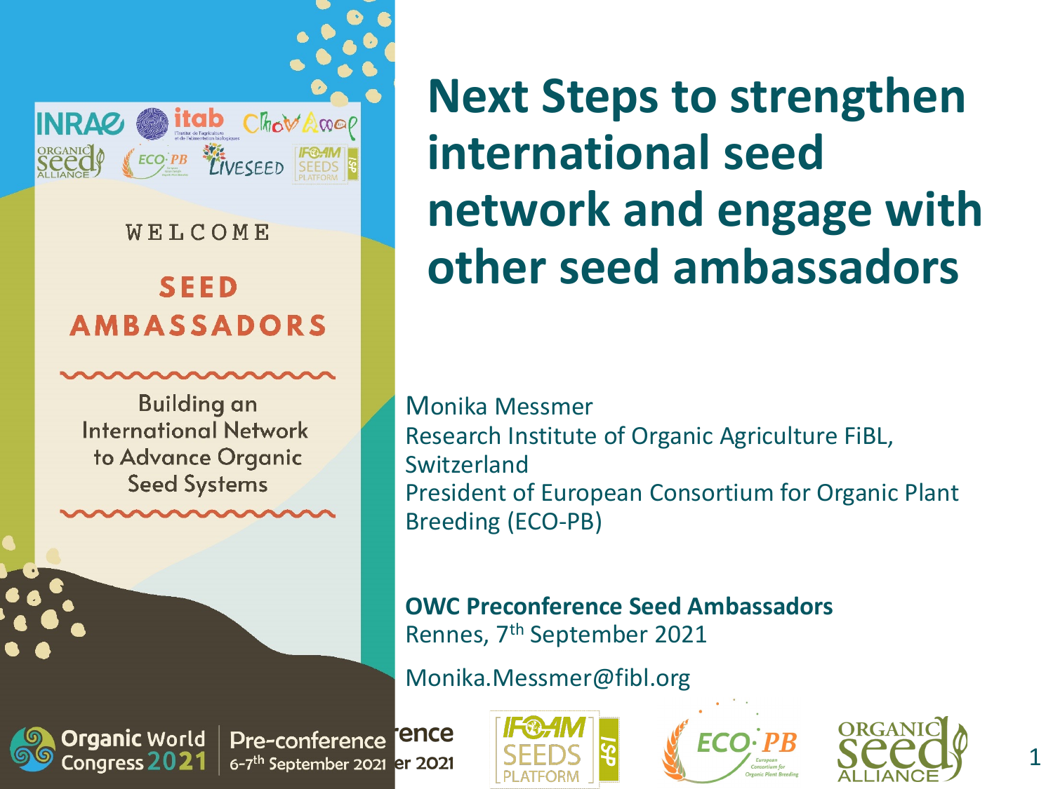# Next Steps to strengthen international seed network and engage with other seed ambassadors

WELCOME

**SEED AMBASSADORS**

Building an International Network to Advance Organic Seed Systems

Monika Messmer
Research Institute of Organic Agriculture FiBL, Switzerland
President of European Consortium for Organic Plant Breeding (ECO-PB)

**OWC Preconference Seed Ambassadors**
Rennes, 7th September 2021

Monika.Messmer@fibl.org

Organic World Congress 2021 | Pre-conference 6-7th September 2021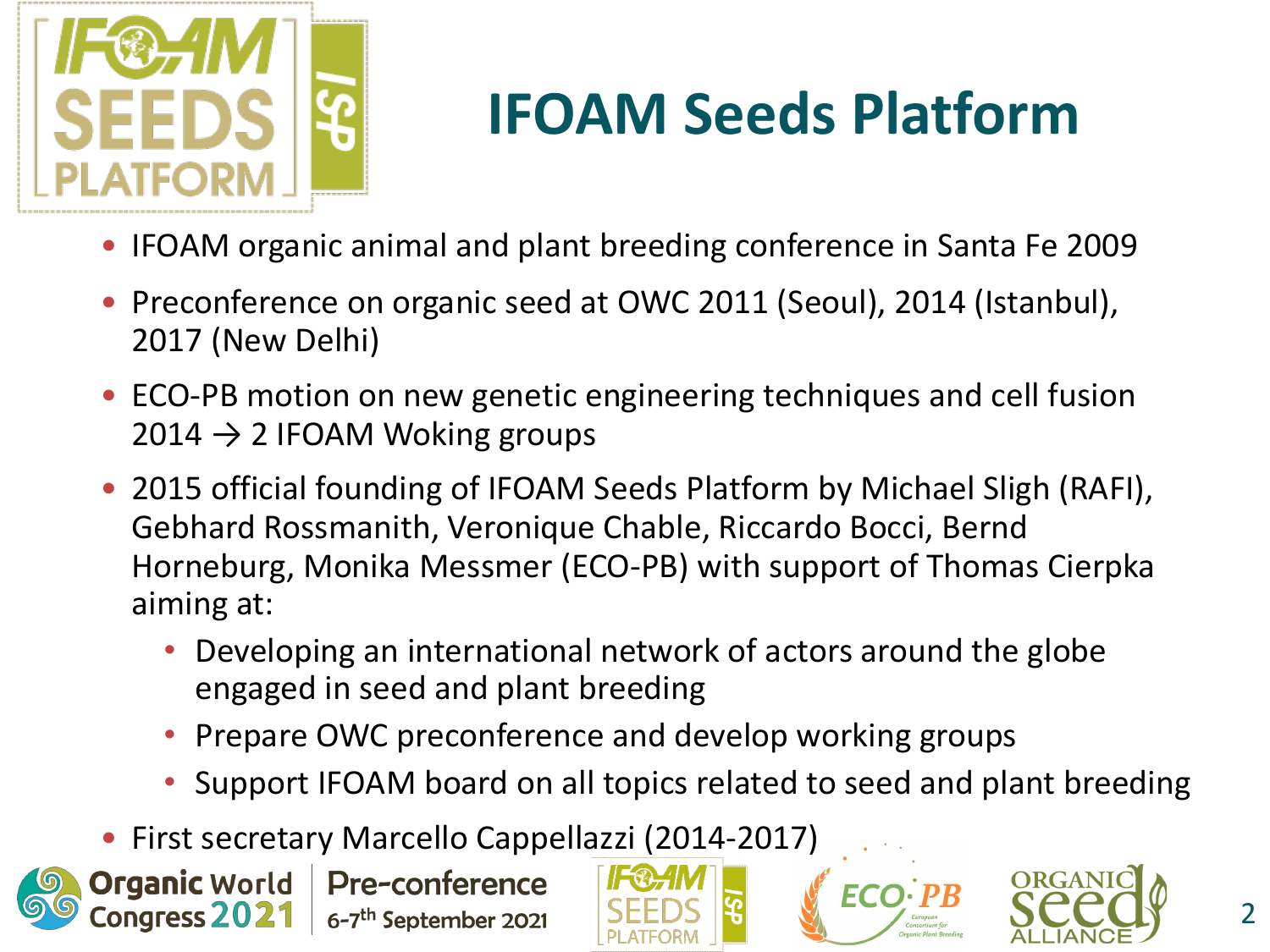# IFOAM Seeds Platform

- IFOAM organic animal and plant breeding conference in Santa Fe 2009
- Preconference on organic seed at OWC 2011 (Seoul), 2014 (Istanbul), 2017 (New Delhi)
- ECO-PB motion on new genetic engineering techniques and cell fusion 2014 → 2 IFOAM Woking groups
- 2015 official founding of IFOAM Seeds Platform by Michael Sligh (RAFI), Gebhard Rossmanith, Veronique Chable, Riccardo Bocci, Bernd Horneburg, Monika Messmer (ECO-PB) with support of Thomas Cierpka aiming at:
  - Developing an international network of actors around the globe engaged in seed and plant breeding
  - Prepare OWC preconference and develop working groups
  - Support IFOAM board on all topics related to seed and plant breeding
- First secretary Marcello Cappellazzi (2014-2017)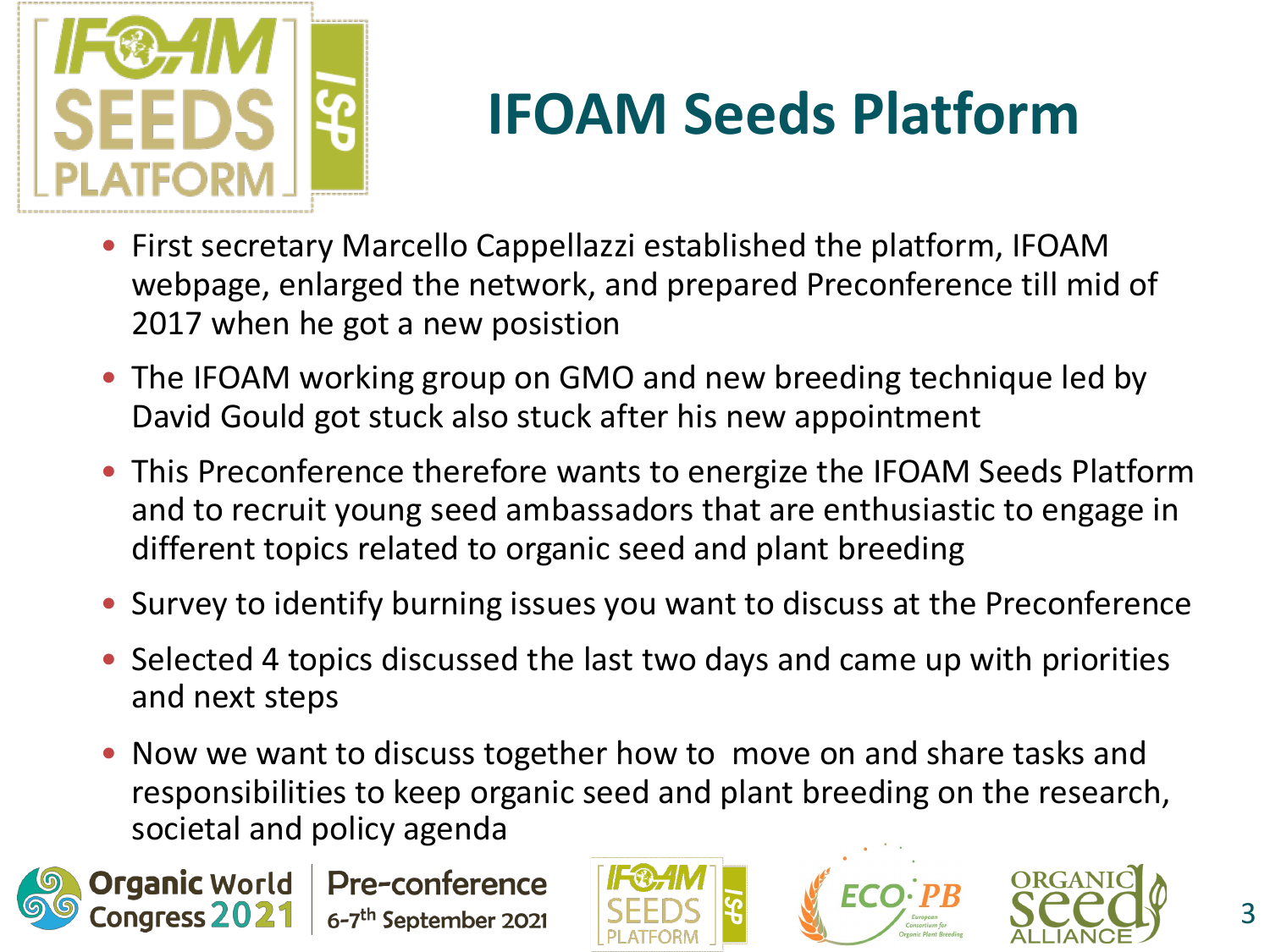# IFOAM Seeds Platform

- First secretary Marcello Cappellazzi established the platform, IFOAM webpage, enlarged the network, and prepared Preconference till mid of 2017 when he got a new posistion
- The IFOAM working group on GMO and new breeding technique led by David Gould got stuck also stuck after his new appointment
- This Preconference therefore wants to energize the IFOAM Seeds Platform and to recruit young seed ambassadors that are enthusiastic to engage in different topics related to organic seed and plant breeding
- Survey to identify burning issues you want to discuss at the Preconference
- Selected 4 topics discussed the last two days and came up with priorities and next steps
- Now we want to discuss together how to move on and share tasks and responsibilities to keep organic seed and plant breeding on the research, societal and policy agenda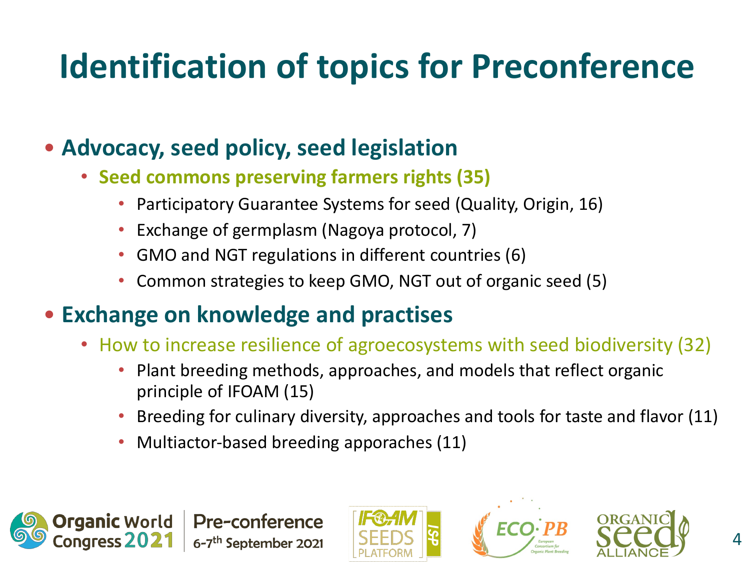# Identification of topics for Preconference

- **Advocacy, seed policy, seed legislation**
  - **Seed commons preserving farmers rights (35)**
    - Participatory Guarantee Systems for seed (Quality, Origin, 16)
    - Exchange of germplasm (Nagoya protocol, 7)
    - GMO and NGT regulations in different countries (6)
    - Common strategies to keep GMO, NGT out of organic seed (5)
- **Exchange on knowledge and practises**
  - How to increase resilience of agroecosystems with seed biodiversity (32)
    - Plant breeding methods, approaches, and models that reflect organic principle of IFOAM (15)
    - Breeding for culinary diversity, approaches and tools for taste and flavor (11)
    - Multiactor-based breeding apporaches (11)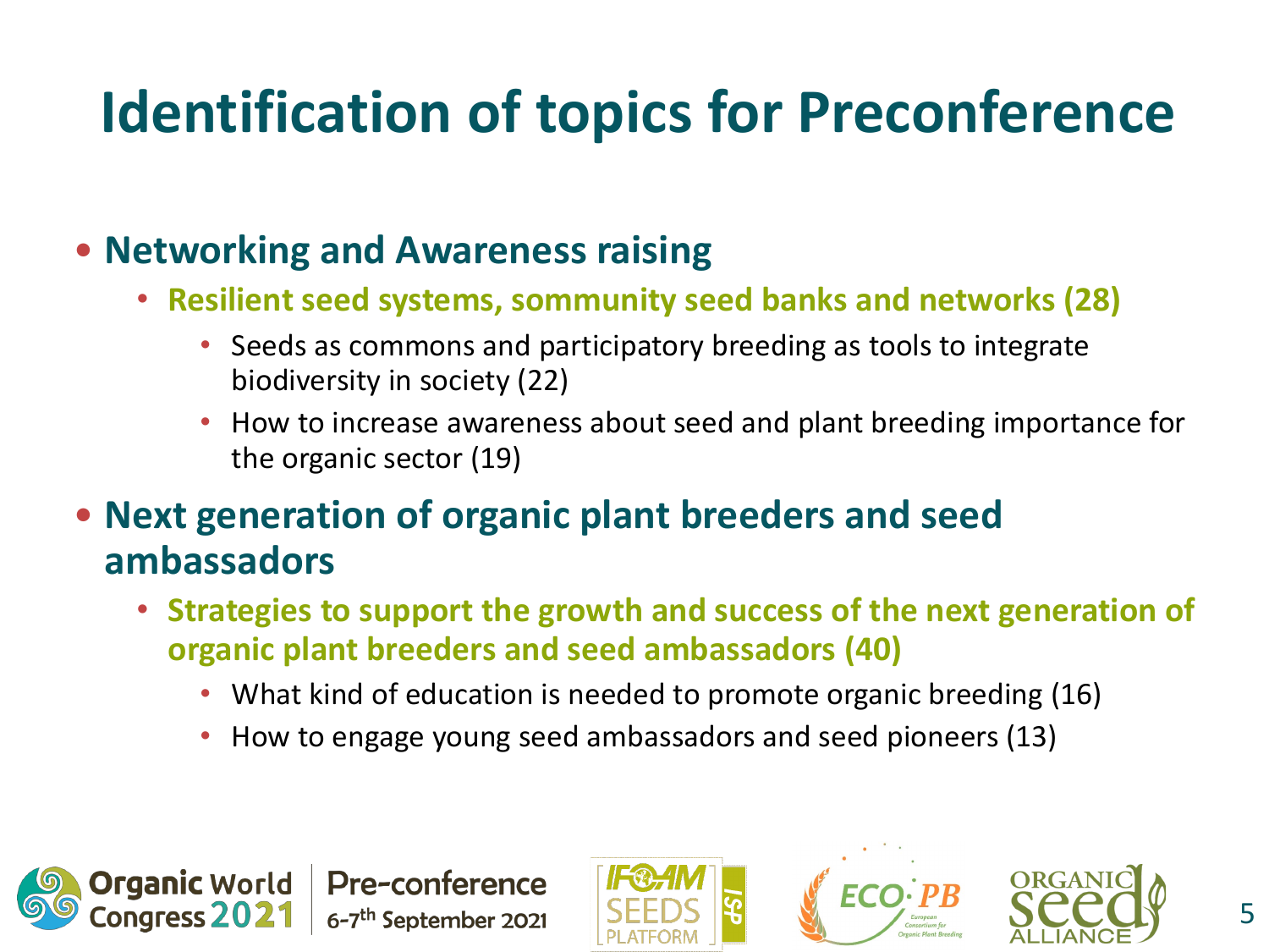# Identification of topics for Preconference

- **Networking and Awareness raising**
  - **Resilient seed systems, sommunity seed banks and networks (28)**
    - Seeds as commons and participatory breeding as tools to integrate biodiversity in society (22)
    - How to increase awareness about seed and plant breeding importance for the organic sector (19)
- **Next generation of organic plant breeders and seed ambassadors**
  - **Strategies to support the growth and success of the next generation of organic plant breeders and seed ambassadors (40)**
    - What kind of education is needed to promote organic breeding (16)
    - How to engage young seed ambassadors and seed pioneers (13)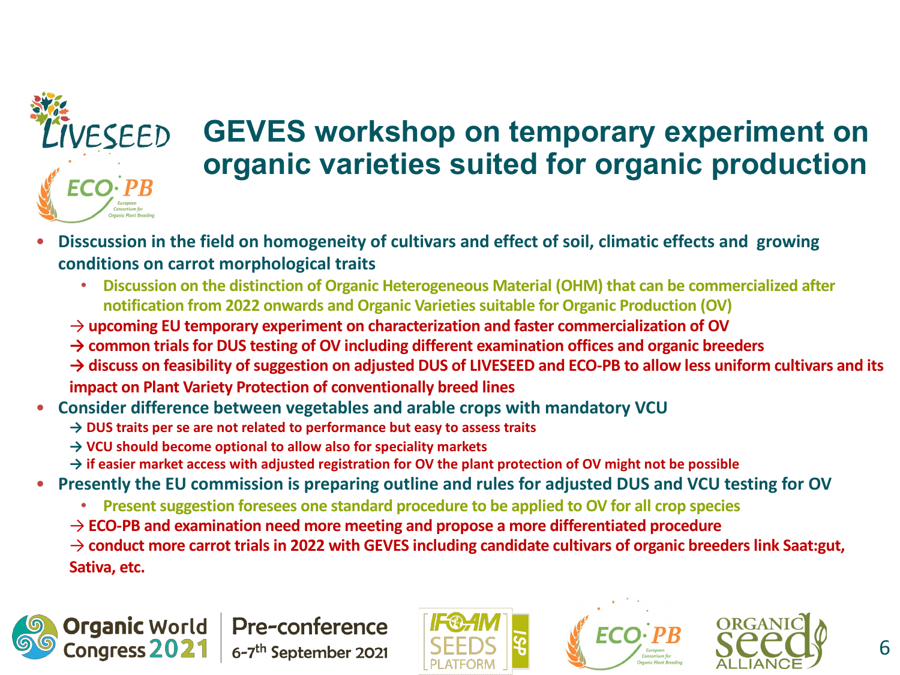# GEVES workshop on temporary experiment on organic varieties suited for organic production

- **Disscussion in the field on homogeneity of cultivars and effect of soil, climatic effects and growing conditions on carrot morphological traits**
  - **Discussion on the distinction of Organic Heterogeneous Material (OHM) that can be commercialized after notification from 2022 onwards and Organic Varieties suitable for Organic Production (OV)**

  **→ upcoming EU temporary experiment on characterization and faster commercialization of OV**

  **→ common trials for DUS testing of OV including different examination offices and organic breeders**

  **→ discuss on feasibility of suggestion on adjusted DUS of LIVESEED and ECO-PB to allow less uniform cultivars and its impact on Plant Variety Protection of conventionally breed lines**

- **Consider difference between vegetables and arable crops with mandatory VCU**

  **→ DUS traits per se are not related to performance but easy to assess traits**

  **→ VCU should become optional to allow also for speciality markets**

  **→ if easier market access with adjusted registration for OV the plant protection of OV might not be possible**

- **Presently the EU commission is preparing outline and rules for adjusted DUS and VCU testing for OV**
  - **Present suggestion foresees one standard procedure to be applied to OV for all crop species**

  **→ ECO-PB and examination need more meeting and propose a more differentiated procedure**

  **→ conduct more carrot trials in 2022 with GEVES including candidate cultivars of organic breeders link Saat:gut, Sativa, etc.**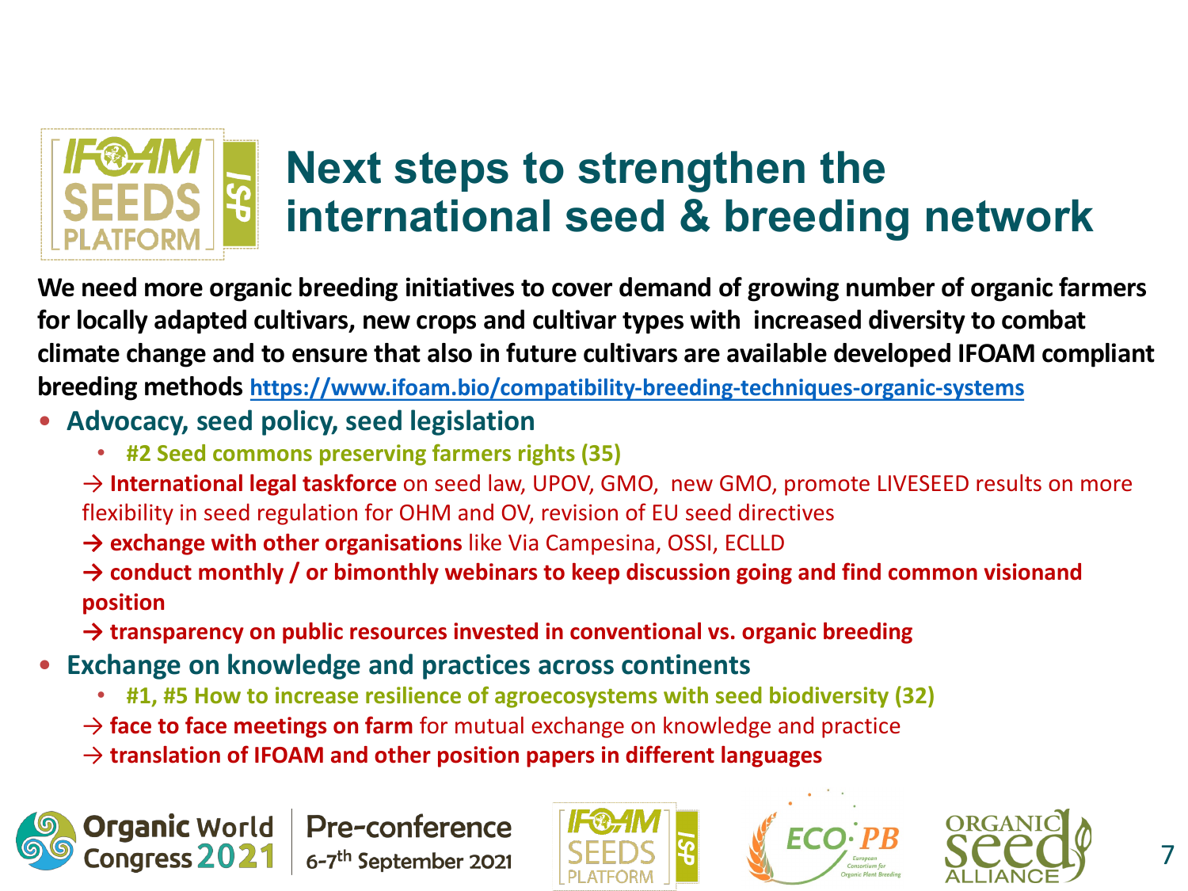# Next steps to strengthen the international seed & breeding network

**We need more organic breeding initiatives to cover demand of growing number of organic farmers for locally adapted cultivars, new crops and cultivar types with increased diversity to combat climate change and to ensure that also in future cultivars are available developed IFOAM compliant breeding methods** https://www.ifoam.bio/compatibility-breeding-techniques-organic-systems

- **Advocacy, seed policy, seed legislation**
  - **#2 Seed commons preserving farmers rights (35)**

  → **International legal taskforce** on seed law, UPOV, GMO, new GMO, promote LIVESEED results on more flexibility in seed regulation for OHM and OV, revision of EU seed directives

  → **exchange with other organisations** like Via Campesina, OSSI, ECLLD

  → **conduct monthly / or bimonthly webinars to keep discussion going and find common visionand position**

  → **transparency on public resources invested in conventional vs. organic breeding**

- **Exchange on knowledge and practices across continents**
  - **#1, #5 How to increase resilience of agroecosystems with seed biodiversity (32)**

  → **face to face meetings on farm** for mutual exchange on knowledge and practice

  → **translation of IFOAM and other position papers in different languages**

Organic World Congress 2021 | Pre-conference 6-7th September 2021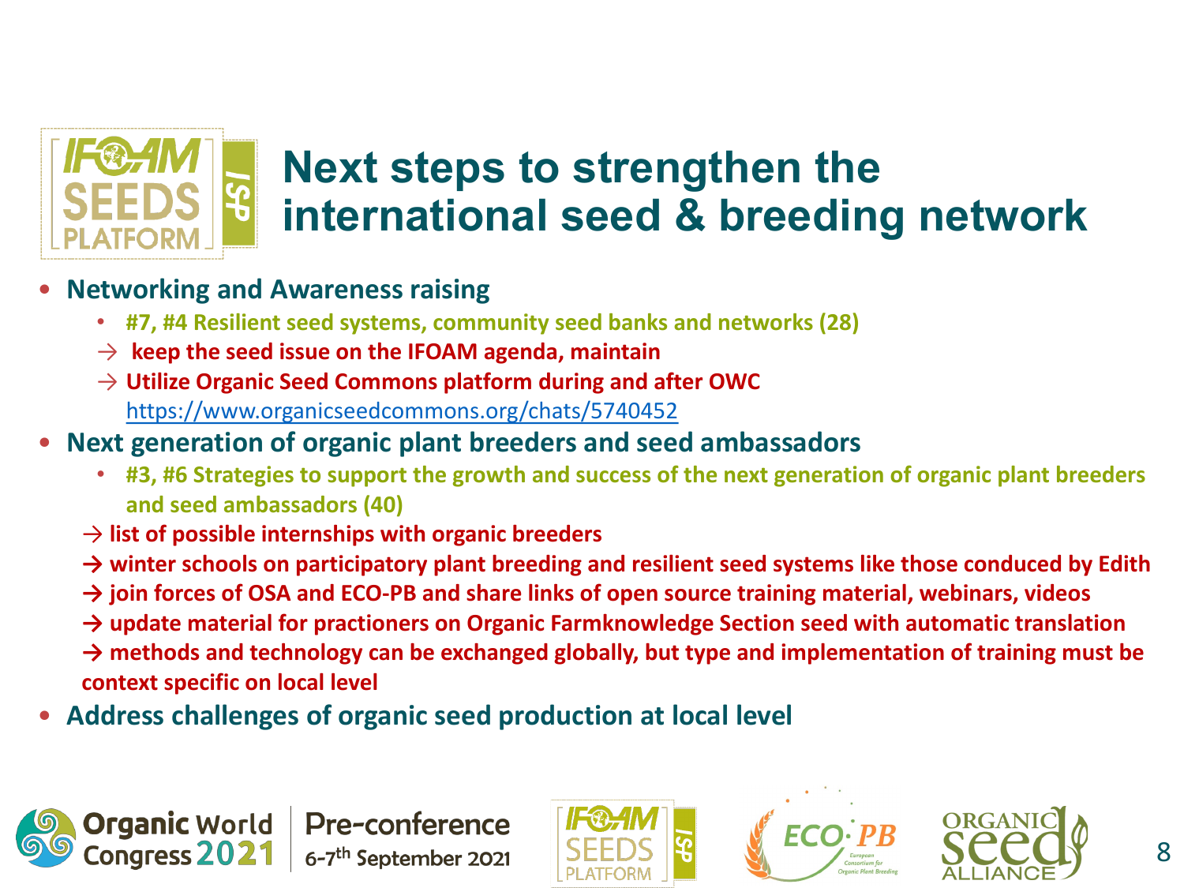# Next steps to strengthen the international seed & breeding network

- **Networking and Awareness raising**
  - **#7, #4 Resilient seed systems, community seed banks and networks (28)**
  - → **keep the seed issue on the IFOAM agenda, maintain**
  - → **Utilize Organic Seed Commons platform during and after OWC** https://www.organicseedcommons.org/chats/5740452
- **Next generation of organic plant breeders and seed ambassadors**
  - **#3, #6 Strategies to support the growth and success of the next generation of organic plant breeders and seed ambassadors (40)**
  - → **list of possible internships with organic breeders**
  - → **winter schools on participatory plant breeding and resilient seed systems like those conduced by Edith**
  - → **join forces of OSA and ECO-PB and share links of open source training material, webinars, videos**
  - → **update material for practioners on Organic Farmknowledge Section seed with automatic translation**
  - → **methods and technology can be exchanged globally, but type and implementation of training must be context specific on local level**
- **Address challenges of organic seed production at local level**

Organic World Congress 2021 | Pre-conference 6-7th September 2021